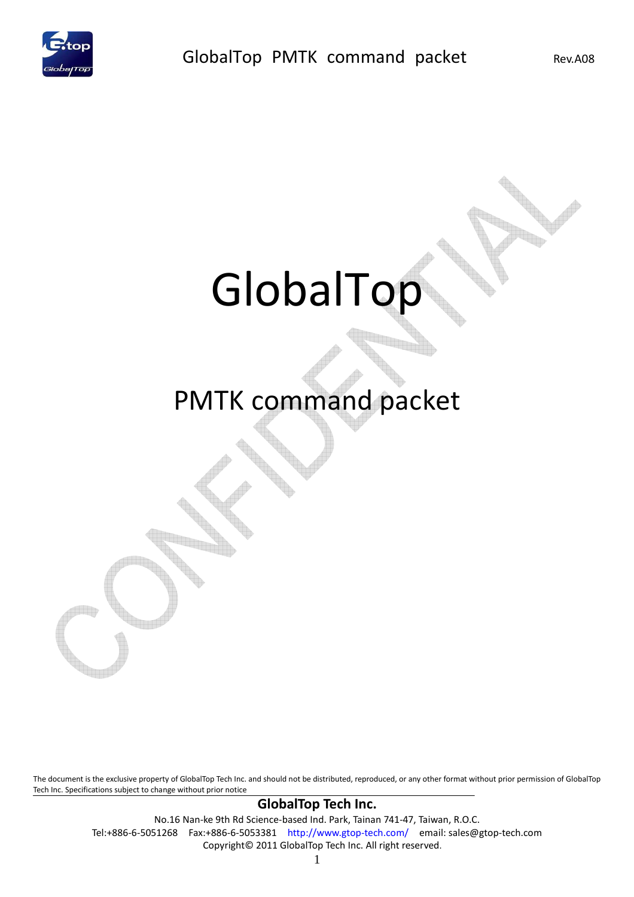# GlobalTop

## PMTK command packet

The document is the exclusive property of GlobalTop Tech Inc. and should not be distributed, reproduced, or any other format without prior permission of GlobalTop Tech Inc. Specifications subject to change without prior notice

**GlobalTop Tech Inc.**

No.16 Nan-ke 9th Rd Science-based Ind. Park, Tainan 741-47, Taiwan, R.O.C.

Tel:+886-6-5051268 Fax:+886-6-5053381 http://www.gtop-tech.com/ email: sales@gtop-tech.com

Copyright© 2011 GlobalTop Tech Inc. All right reserved.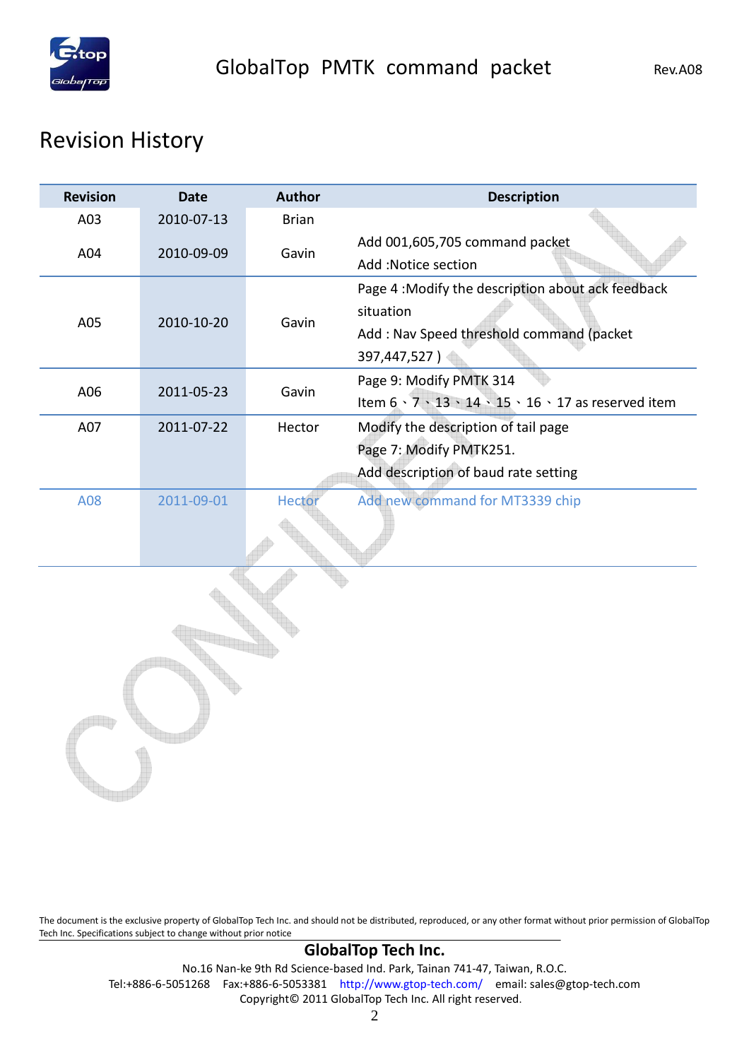# Revision History

| Revision | Date | Author | Description |
|---|---|---|---|
| A03 | 2010-07-13 | Brian | |
| A04 | 2010-09-09 | Gavin | Add 001,605,705 command packet<br>Add :Notice section |
| A05 | 2010-10-20 | Gavin | Page 4 :Modify the description about ack feedback situation<br>Add : Nav Speed threshold command (packet 397,447,527 ) |
| A06 | 2011-05-23 | Gavin | Page 9: Modify PMTK 314<br>Item 6、7、13、14、15、16、17 as reserved item |
| A07 | 2011-07-22 | Hector | Modify the description of tail page<br>Page 7: Modify PMTK251.<br>Add description of baud rate setting |
| A08 | 2011-09-01 | Hector | Add new command for MT3339 chip |

The document is the exclusive property of GlobalTop Tech Inc. and should not be distributed, reproduced, or any other format without prior permission of GlobalTop Tech Inc. Specifications subject to change without prior notice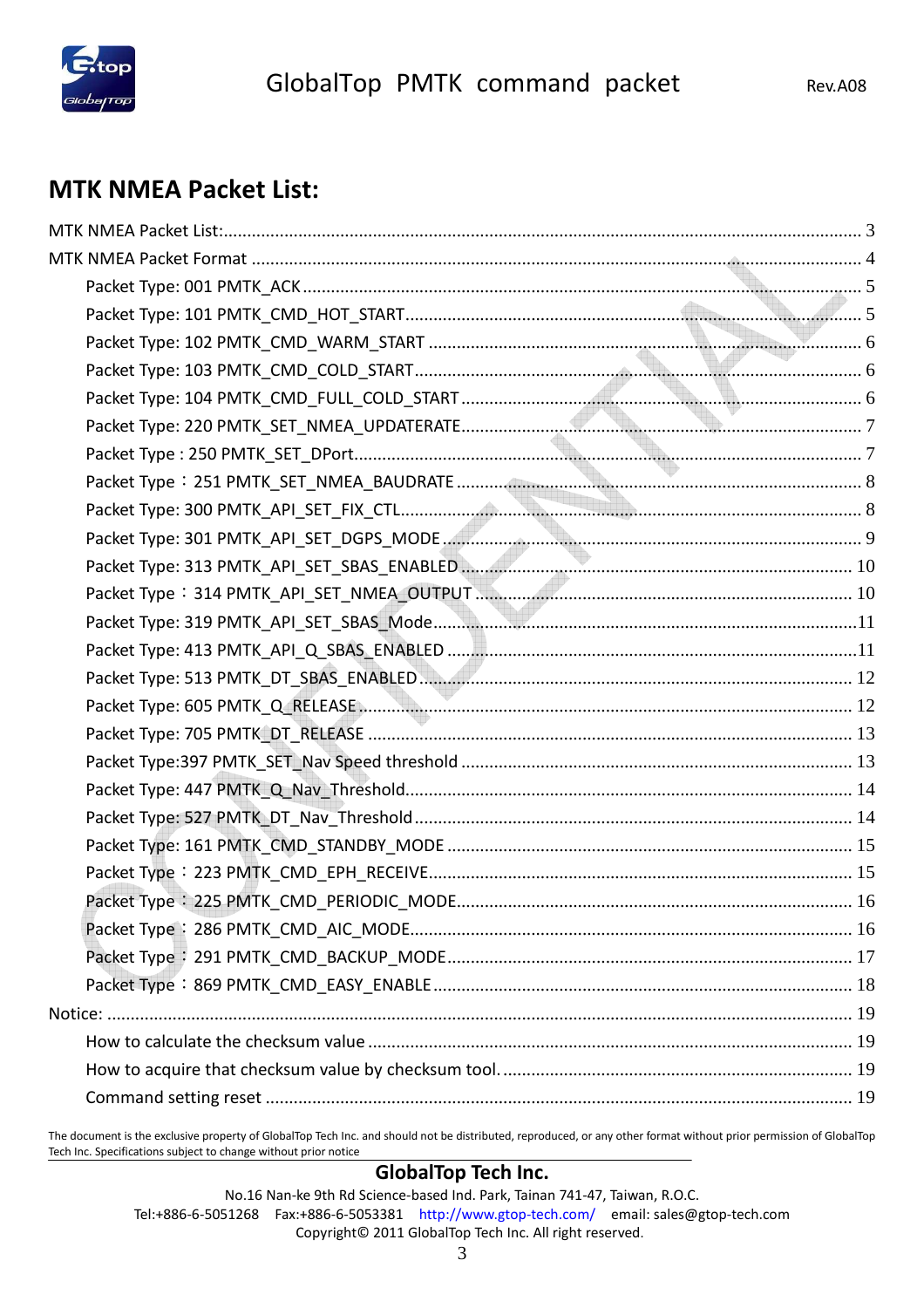# MTK NMEA Packet List:

- MTK NMEA Packet List: 3
- MTK NMEA Packet Format 4
  - Packet Type: 001 PMTK_ACK 5
  - Packet Type: 101 PMTK_CMD_HOT_START 5
  - Packet Type: 102 PMTK_CMD_WARM_START 6
  - Packet Type: 103 PMTK_CMD_COLD_START 6
  - Packet Type: 104 PMTK_CMD_FULL_COLD_START 6
  - Packet Type: 220 PMTK_SET_NMEA_UPDATERATE 7
  - Packet Type : 250 PMTK_SET_DPort 7
  - Packet Type：251 PMTK_SET_NMEA_BAUDRATE 8
  - Packet Type: 300 PMTK_API_SET_FIX_CTL 8
  - Packet Type: 301 PMTK_API_SET_DGPS_MODE 9
  - Packet Type: 313 PMTK_API_SET_SBAS_ENABLED 10
  - Packet Type：314 PMTK_API_SET_NMEA_OUTPUT 10
  - Packet Type: 319 PMTK_API_SET_SBAS_Mode 11
  - Packet Type: 413 PMTK_API_Q_SBAS_ENABLED 11
  - Packet Type: 513 PMTK_DT_SBAS_ENABLED 12
  - Packet Type: 605 PMTK_Q_RELEASE 12
  - Packet Type: 705 PMTK_DT_RELEASE 13
  - Packet Type:397 PMTK_SET_Nav Speed threshold 13
  - Packet Type: 447 PMTK_Q_Nav_Threshold 14
  - Packet Type: 527 PMTK_DT_Nav_Threshold 14
  - Packet Type: 161 PMTK_CMD_STANDBY_MODE 15
  - Packet Type：223 PMTK_CMD_EPH_RECEIVE 15
  - Packet Type：225 PMTK_CMD_PERIODIC_MODE 16
  - Packet Type：286 PMTK_CMD_AIC_MODE 16
  - Packet Type：291 PMTK_CMD_BACKUP_MODE 17
  - Packet Type：869 PMTK_CMD_EASY_ENABLE 18
- Notice: 19
  - How to calculate the checksum value 19
  - How to acquire that checksum value by checksum tool. 19
  - Command setting reset 19

The document is the exclusive property of GlobalTop Tech Inc. and should not be distributed, reproduced, or any other format without prior permission of GlobalTop Tech Inc. Specifications subject to change without prior notice

**GlobalTop Tech Inc.**

No.16 Nan-ke 9th Rd Science-based Ind. Park, Tainan 741-47, Taiwan, R.O.C.
Tel:+886-6-5051268 Fax:+886-6-5053381 http://www.gtop-tech.com/ email: sales@gtop-tech.com
Copyright© 2011 GlobalTop Tech Inc. All right reserved.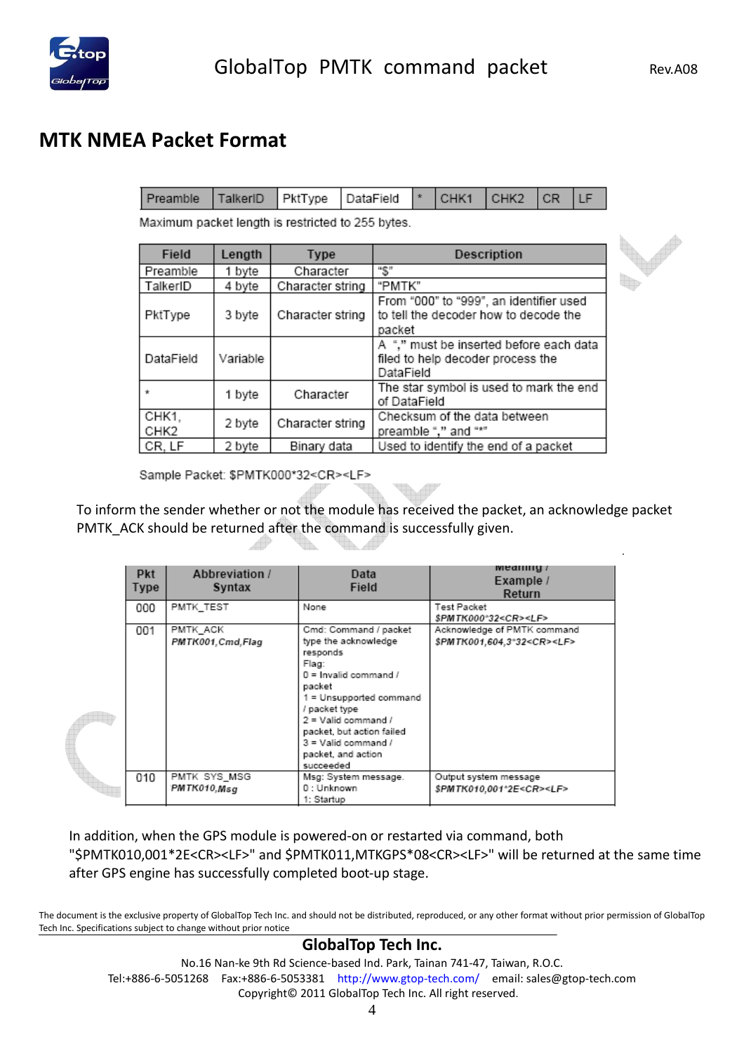## MTK NMEA Packet Format

| Preamble | TalkerID | PktType | DataField | * | CHK1 | CHK2 | CR | LF |
|---|---|---|---|---|---|---|---|---|

Maximum packet length is restricted to 255 bytes.

| Field | Length | Type | Description |
|---|---|---|---|
| Preamble | 1 byte | Character | "$" |
| TalkerID | 4 byte | Character string | "PMTK" |
| PktType | 3 byte | Character string | From "000" to "999", an identifier used to tell the decoder how to decode the packet |
| DataField | Variable | | A "," must be inserted before each data filed to help decoder process the DataField |
| * | 1 byte | Character | The star symbol is used to mark the end of DataField |
| CHK1, CHK2 | 2 byte | Character string | Checksum of the data between preamble "," and "*" |
| CR, LF | 2 byte | Binary data | Used to identify the end of a packet |

Sample Packet: $PMTK000*32<CR><LF>

To inform the sender whether or not the module has received the packet, an acknowledge packet PMTK_ACK should be returned after the command is successfully given.

| Pkt Type | Abbreviation / Syntax | Data Field | Meaning / Example / Return |
|---|---|---|---|
| 000 | PMTK_TEST | None | Test Packet<br>*$PMTK000*32<CR><LF>* |
| 001 | PMTK_ACK<br>*PMTK001,Cmd,Flag* | Cmd: Command / packet type the acknowledge responds<br>Flag:<br>0 = Invalid command / packet<br>1 = Unsupported command / packet type<br>2 = Valid command / packet, but action failed<br>3 = Valid command / packet, and action succeeded | Acknowledge of PMTK command<br>*$PMTK001,604,3*32<CR><LF>* |
| 010 | PMTK_SYS_MSG<br>*PMTK010,Msg* | Msg: System message.<br>0 : Unknown<br>1: Startup | Output system message<br>*$PMTK010,001*2E<CR><LF>* |

In addition, when the GPS module is powered-on or restarted via command, both "$PMTK010,001*2E<CR><LF>" and $PMTK011,MTKGPS*08<CR><LF>" will be returned at the same time after GPS engine has successfully completed boot-up stage.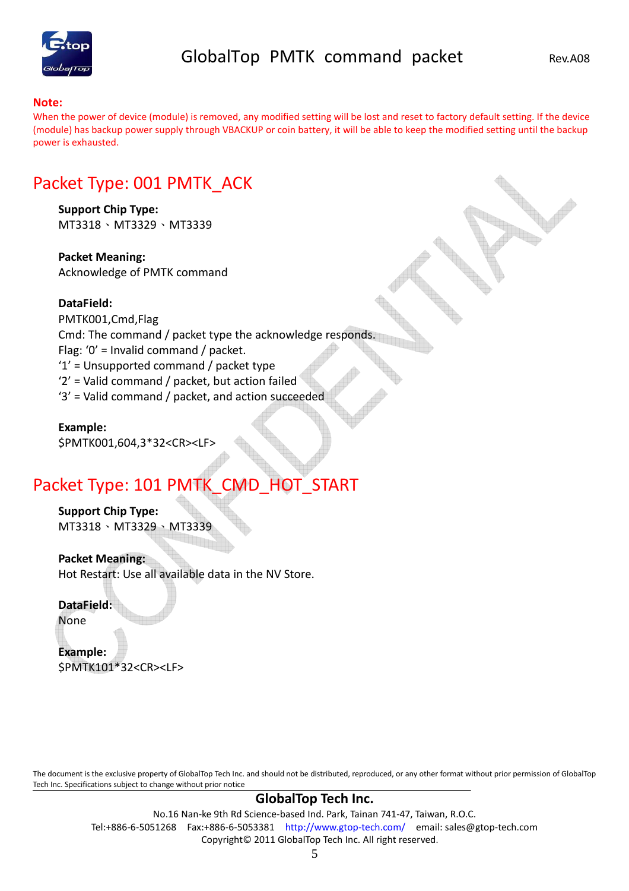**Note:**

When the power of device (module) is removed, any modified setting will be lost and reset to factory default setting. If the device (module) has backup power supply through VBACKUP or coin battery, it will be able to keep the modified setting until the backup power is exhausted.

## Packet Type: 001 PMTK_ACK

**Support Chip Type:**
MT3318、MT3329、MT3339

**Packet Meaning:**
Acknowledge of PMTK command

**DataField:**
PMTK001,Cmd,Flag
Cmd: The command / packet type the acknowledge responds.
Flag: '0' = Invalid command / packet.
'1' = Unsupported command / packet type
'2' = Valid command / packet, but action failed
'3' = Valid command / packet, and action succeeded

**Example:**
$PMTK001,604,3*32<CR><LF>

## Packet Type: 101 PMTK_CMD_HOT_START

**Support Chip Type:**
MT3318、MT3329、MT3339

**Packet Meaning:**
Hot Restart: Use all available data in the NV Store.

**DataField:**
None

**Example:**
$PMTK101*32<CR><LF>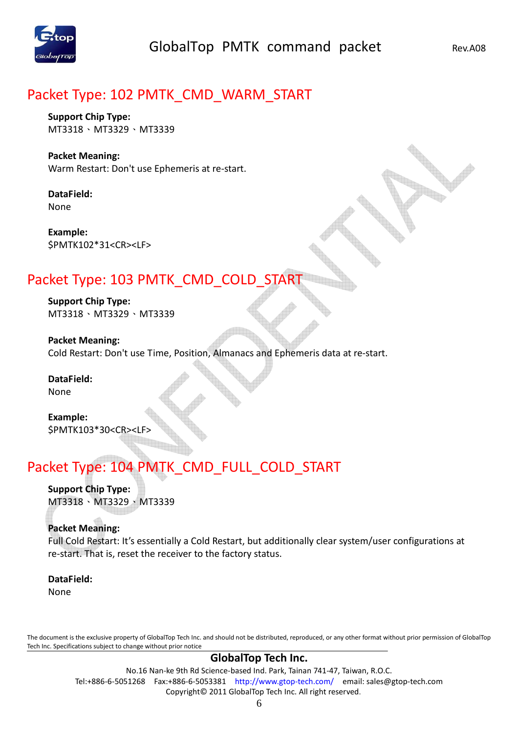## Packet Type: 102 PMTK_CMD_WARM_START

**Support Chip Type:**
MT3318、MT3329、MT3339

**Packet Meaning:**
Warm Restart: Don't use Ephemeris at re-start.

**DataField:**
None

**Example:**
$PMTK102*31<CR><LF>

## Packet Type: 103 PMTK_CMD_COLD_START

**Support Chip Type:**
MT3318、MT3329、MT3339

**Packet Meaning:**
Cold Restart: Don't use Time, Position, Almanacs and Ephemeris data at re-start.

**DataField:**
None

**Example:**
$PMTK103*30<CR><LF>

## Packet Type: 104 PMTK_CMD_FULL_COLD_START

**Support Chip Type:**
MT3318、MT3329、MT3339

**Packet Meaning:**
Full Cold Restart: It's essentially a Cold Restart, but additionally clear system/user configurations at re-start. That is, reset the receiver to the factory status.

**DataField:**
None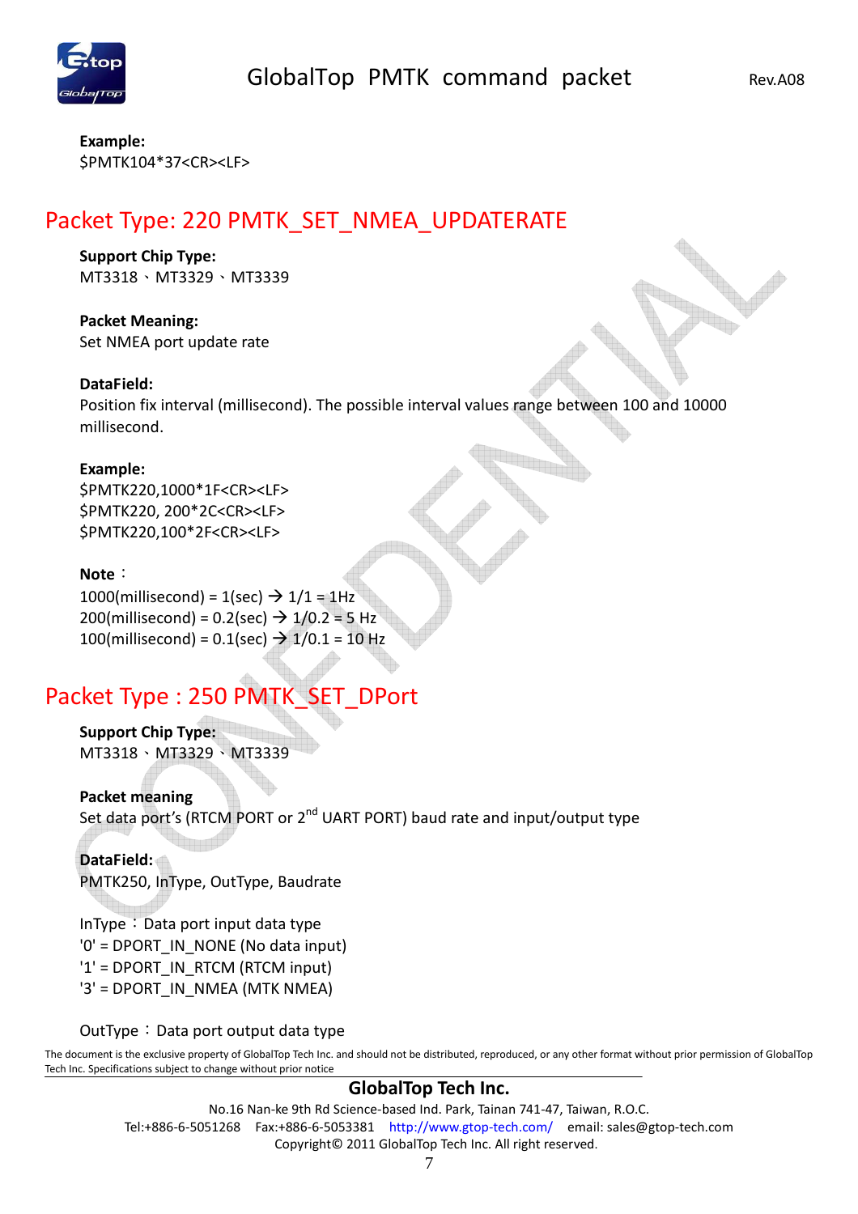**Example:**
$PMTK104*37<CR><LF>

## Packet Type: 220 PMTK_SET_NMEA_UPDATERATE

**Support Chip Type:**
MT3318、MT3329、MT3339

**Packet Meaning:**
Set NMEA port update rate

**DataField:**
Position fix interval (millisecond). The possible interval values range between 100 and 10000 millisecond.

**Example:**
$PMTK220,1000*1F<CR><LF>
$PMTK220, 200*2C<CR><LF>
$PMTK220,100*2F<CR><LF>

**Note**：
1000(millisecond) = 1(sec) → 1/1 = 1Hz
200(millisecond) = 0.2(sec) → 1/0.2 = 5 Hz
100(millisecond) = 0.1(sec) → 1/0.1 = 10 Hz

## Packet Type : 250 PMTK_SET_DPort

**Support Chip Type:**
MT3318、MT3329、MT3339

**Packet meaning**
Set data port's (RTCM PORT or 2nd UART PORT) baud rate and input/output type

**DataField:**
PMTK250, InType, OutType, Baudrate

InType：Data port input data type
'0' = DPORT_IN_NONE (No data input)
'1' = DPORT_IN_RTCM (RTCM input)
'3' = DPORT_IN_NMEA (MTK NMEA)

OutType：Data port output data type

The document is the exclusive property of GlobalTop Tech Inc. and should not be distributed, reproduced, or any other format without prior permission of GlobalTop Tech Inc. Specifications subject to change without prior notice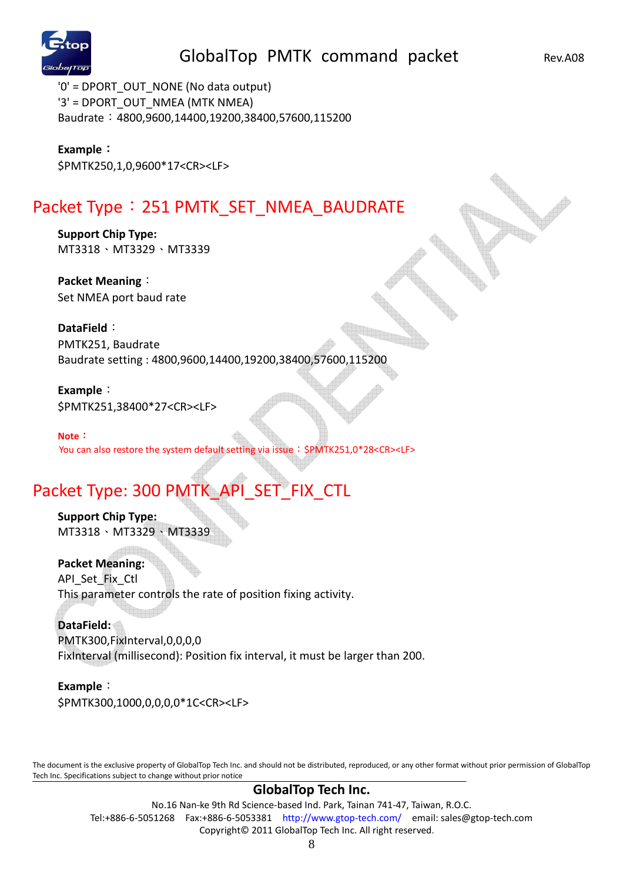'0' = DPORT_OUT_NONE (No data output)
'3' = DPORT_OUT_NMEA (MTK NMEA)
Baudrate：4800,9600,14400,19200,38400,57600,115200

**Example：**
$PMTK250,1,0,9600*17<CR><LF>

## Packet Type：251 PMTK_SET_NMEA_BAUDRATE

**Support Chip Type:**
MT3318、MT3329、MT3339

**Packet Meaning**：
Set NMEA port baud rate

**DataField**：
PMTK251, Baudrate
Baudrate setting : 4800,9600,14400,19200,38400,57600,115200

**Example**：
$PMTK251,38400*27<CR><LF>

**Note：**
You can also restore the system default setting via issue：$PMTK251,0*28<CR><LF>

## Packet Type: 300 PMTK_API_SET_FIX_CTL

**Support Chip Type:**
MT3318、MT3329、MT3339

**Packet Meaning:**
API_Set_Fix_Ctl
This parameter controls the rate of position fixing activity.

**DataField:**
PMTK300,FixInterval,0,0,0,0
FixInterval (millisecond): Position fix interval, it must be larger than 200.

**Example**：
$PMTK300,1000,0,0,0,0*1C<CR><LF>

The document is the exclusive property of GlobalTop Tech Inc. and should not be distributed, reproduced, or any other format without prior permission of GlobalTop Tech Inc. Specifications subject to change without prior notice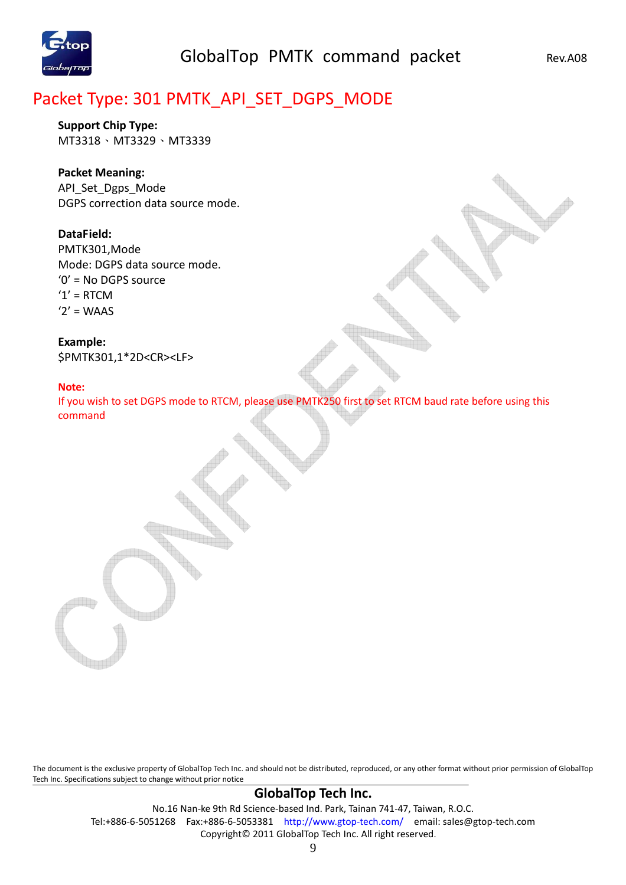# Packet Type: 301 PMTK_API_SET_DGPS_MODE

**Support Chip Type:**
MT3318、MT3329、MT3339

**Packet Meaning:**
API_Set_Dgps_Mode
DGPS correction data source mode.

**DataField:**
PMTK301,Mode
Mode: DGPS data source mode.
'0' = No DGPS source
'1' = RTCM
'2' = WAAS

**Example:**
$PMTK301,1*2D<CR><LF>

**Note:**
If you wish to set DGPS mode to RTCM, please use PMTK250 first to set RTCM baud rate before using this command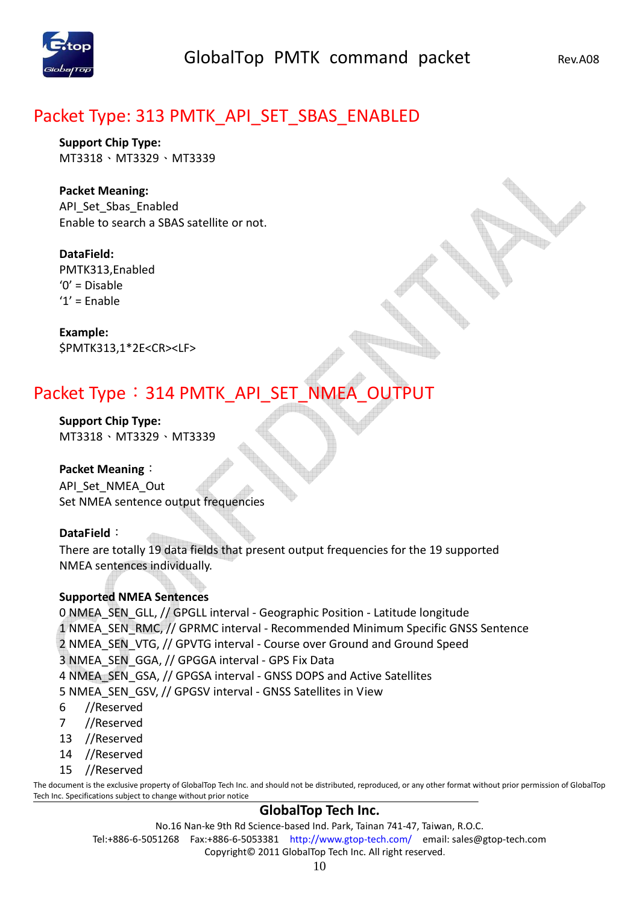## Packet Type: 313 PMTK_API_SET_SBAS_ENABLED

**Support Chip Type:**
MT3318、MT3329、MT3339

**Packet Meaning:**
API_Set_Sbas_Enabled
Enable to search a SBAS satellite or not.

**DataField:**
PMTK313,Enabled
'0' = Disable
'1' = Enable

**Example:**
$PMTK313,1*2E<CR><LF>

## Packet Type：314 PMTK_API_SET_NMEA_OUTPUT

**Support Chip Type:**
MT3318、MT3329、MT3339

**Packet Meaning**：
API_Set_NMEA_Out
Set NMEA sentence output frequencies

**DataField**：
There are totally 19 data fields that present output frequencies for the 19 supported NMEA sentences individually.

**Supported NMEA Sentences**
0 NMEA_SEN_GLL, // GPGLL interval - Geographic Position - Latitude longitude
1 NMEA_SEN_RMC, // GPRMC interval - Recommended Minimum Specific GNSS Sentence
2 NMEA_SEN_VTG, // GPVTG interval - Course over Ground and Ground Speed
3 NMEA_SEN_GGA, // GPGGA interval - GPS Fix Data
4 NMEA_SEN_GSA, // GPGSA interval - GNSS DOPS and Active Satellites
5 NMEA_SEN_GSV, // GPGSV interval - GNSS Satellites in View
6 //Reserved
7 //Reserved
13 //Reserved
14 //Reserved
15 //Reserved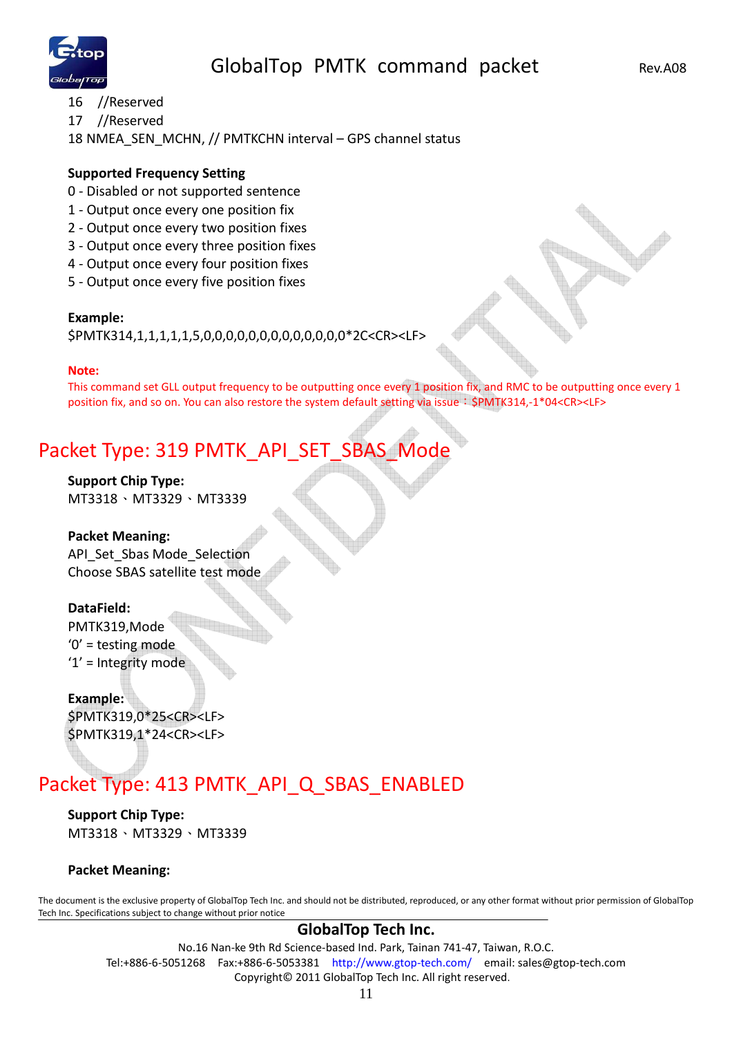16 //Reserved

17 //Reserved

18 NMEA_SEN_MCHN, // PMTKCHN interval – GPS channel status

**Supported Frequency Setting**

0 - Disabled or not supported sentence

1 - Output once every one position fix

2 - Output once every two position fixes

3 - Output once every three position fixes

4 - Output once every four position fixes

5 - Output once every five position fixes

**Example:**

$PMTK314,1,1,1,1,1,5,0,0,0,0,0,0,0,0,0,0,0,0,0*2C<CR><LF>

**Note:**

This command set GLL output frequency to be outputting once every 1 position fix, and RMC to be outputting once every 1 position fix, and so on. You can also restore the system default setting via issue：$PMTK314,-1*04<CR><LF>

## Packet Type: 319 PMTK_API_SET_SBAS_Mode

**Support Chip Type:**

MT3318、MT3329、MT3339

**Packet Meaning:**

API_Set_Sbas Mode_Selection

Choose SBAS satellite test mode

**DataField:**

PMTK319,Mode

'0' = testing mode

'1' = Integrity mode

**Example:**

$PMTK319,0*25<CR><LF>

$PMTK319,1*24<CR><LF>

## Packet Type: 413 PMTK_API_Q_SBAS_ENABLED

**Support Chip Type:**

MT3318、MT3329、MT3339

**Packet Meaning:**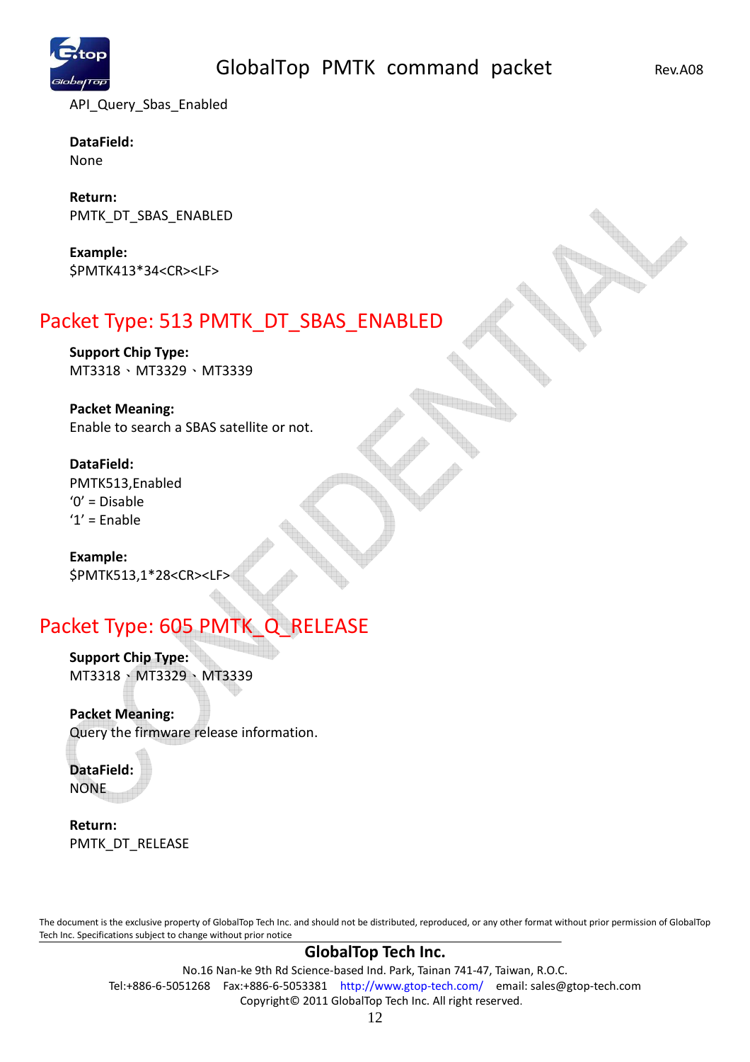API_Query_Sbas_Enabled

**DataField:**
None

**Return:**
PMTK_DT_SBAS_ENABLED

**Example:**
$PMTK413*34<CR><LF>

## Packet Type: 513 PMTK_DT_SBAS_ENABLED

**Support Chip Type:**
MT3318、MT3329、MT3339

**Packet Meaning:**
Enable to search a SBAS satellite or not.

**DataField:**
PMTK513,Enabled
'0' = Disable
'1' = Enable

**Example:**
$PMTK513,1*28<CR><LF>

## Packet Type: 605 PMTK_Q_RELEASE

**Support Chip Type:**
MT3318、MT3329、MT3339

**Packet Meaning:**
Query the firmware release information.

**DataField:**
NONE

**Return:**
PMTK_DT_RELEASE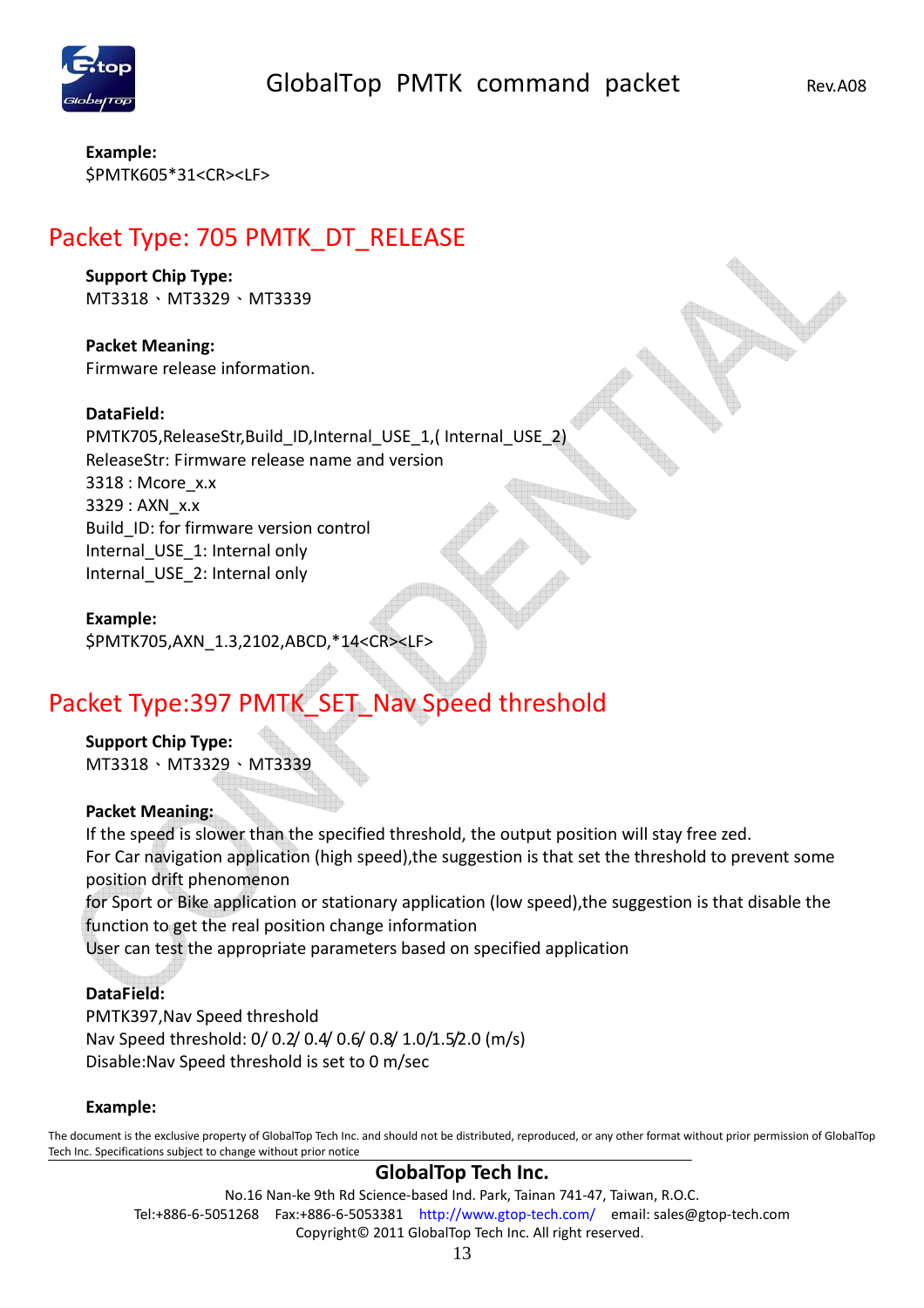**Example:**
$PMTK605*31<CR><LF>

## Packet Type: 705 PMTK_DT_RELEASE

**Support Chip Type:**
MT3318、MT3329、MT3339

**Packet Meaning:**
Firmware release information.

**DataField:**
PMTK705,ReleaseStr,Build_ID,Internal_USE_1,( Internal_USE_2)
ReleaseStr: Firmware release name and version
3318 : Mcore_x.x
3329 : AXN_x.x
Build_ID: for firmware version control
Internal_USE_1: Internal only
Internal_USE_2: Internal only

**Example:**
$PMTK705,AXN_1.3,2102,ABCD,*14<CR><LF>

## Packet Type:397 PMTK_SET_Nav Speed threshold

**Support Chip Type:**
MT3318、MT3329、MT3339

**Packet Meaning:**
If the speed is slower than the specified threshold, the output position will stay free zed.
For Car navigation application (high speed),the suggestion is that set the threshold to prevent some position drift phenomenon
for Sport or Bike application or stationary application (low speed),the suggestion is that disable the function to get the real position change information
User can test the appropriate parameters based on specified application

**DataField:**
PMTK397,Nav Speed threshold
Nav Speed threshold: 0/ 0.2/ 0.4/ 0.6/ 0.8/ 1.0/1.5/2.0 (m/s)
Disable:Nav Speed threshold is set to 0 m/sec

**Example:**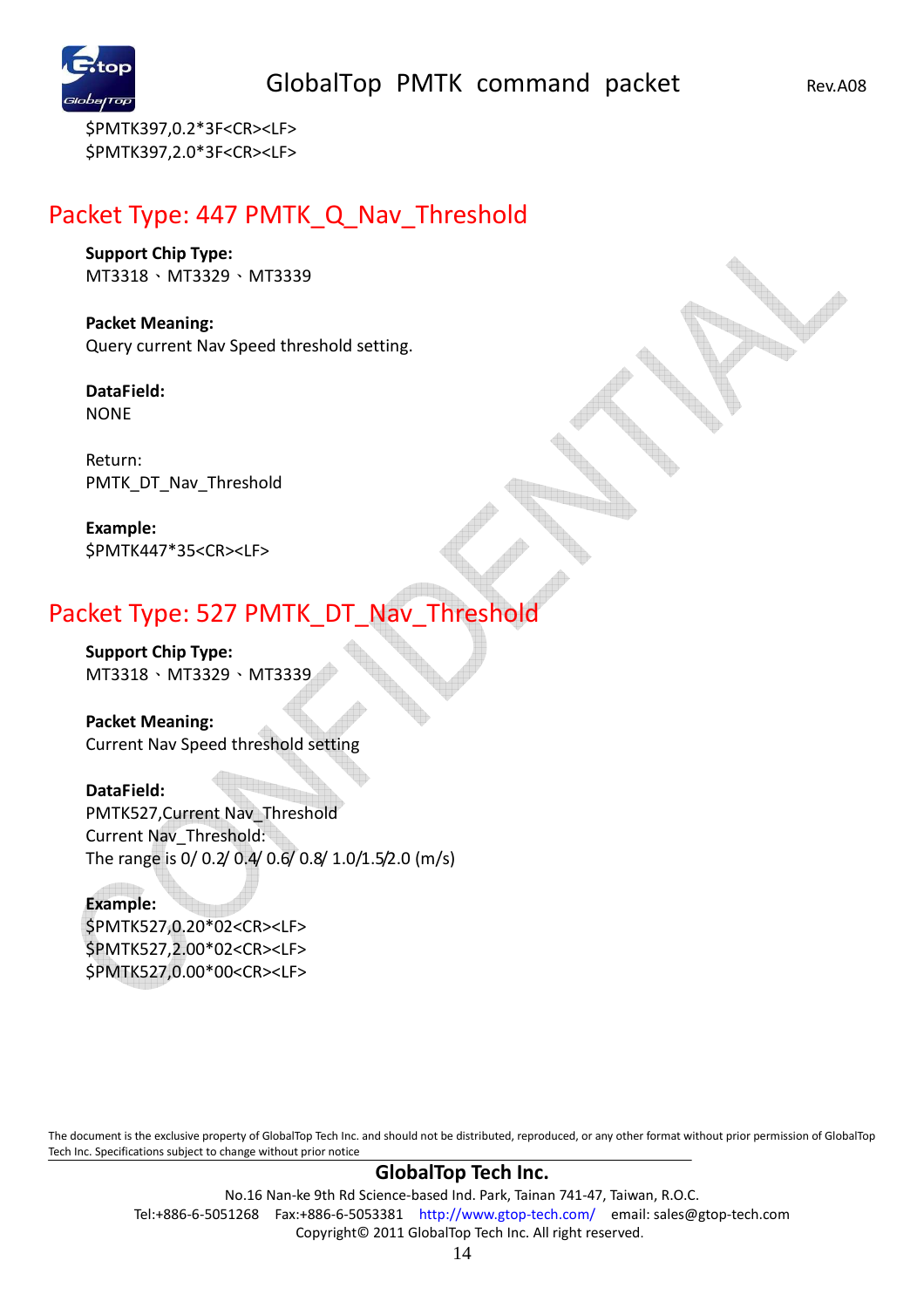$PMTK397,0.2*3F<CR><LF>
$PMTK397,2.0*3F<CR><LF>

## Packet Type: 447 PMTK_Q_Nav_Threshold

**Support Chip Type:**
MT3318、MT3329、MT3339

**Packet Meaning:**
Query current Nav Speed threshold setting.

**DataField:**
NONE

Return:
PMTK_DT_Nav_Threshold

**Example:**
$PMTK447*35<CR><LF>

## Packet Type: 527 PMTK_DT_Nav_Threshold

**Support Chip Type:**
MT3318、MT3329、MT3339

**Packet Meaning:**
Current Nav Speed threshold setting

**DataField:**
PMTK527,Current Nav_Threshold
Current Nav_Threshold:
The range is 0/ 0.2/ 0.4/ 0.6/ 0.8/ 1.0/1.5/2.0 (m/s)

**Example:**
$PMTK527,0.20*02<CR><LF>
$PMTK527,2.00*02<CR><LF>
$PMTK527,0.00*00<CR><LF>

The document is the exclusive property of GlobalTop Tech Inc. and should not be distributed, reproduced, or any other format without prior permission of GlobalTop Tech Inc. Specifications subject to change without prior notice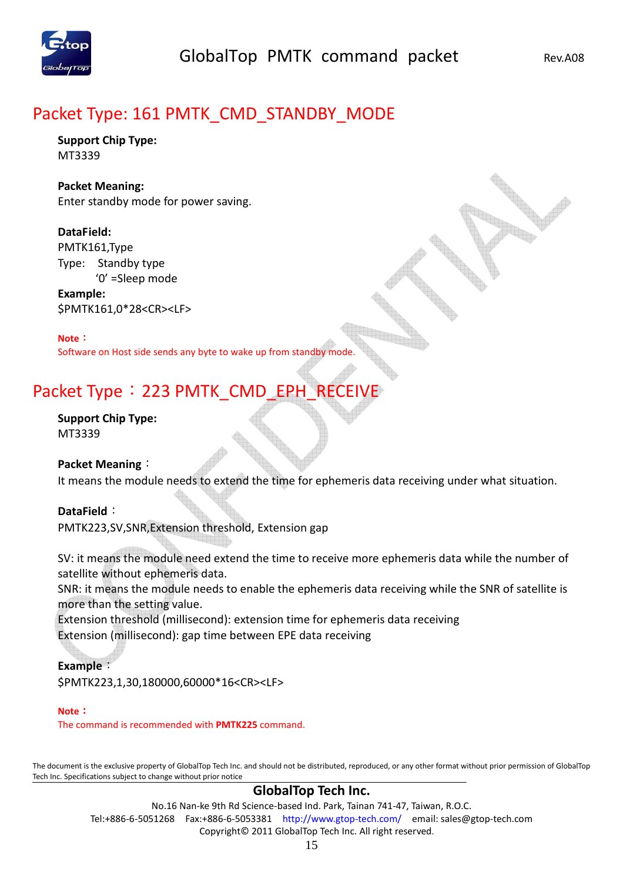# Packet Type: 161 PMTK_CMD_STANDBY_MODE

**Support Chip Type:**
MT3339

**Packet Meaning:**
Enter standby mode for power saving.

**DataField:**
PMTK161,Type
Type: Standby type
'0' =Sleep mode

**Example:**
$PMTK161,0*28<CR><LF>

**Note：**
Software on Host side sends any byte to wake up from standby mode.

# Packet Type：223 PMTK_CMD_EPH_RECEIVE

**Support Chip Type:**
MT3339

**Packet Meaning：**
It means the module needs to extend the time for ephemeris data receiving under what situation.

**DataField：**
PMTK223,SV,SNR,Extension threshold, Extension gap

SV: it means the module need extend the time to receive more ephemeris data while the number of satellite without ephemeris data.
SNR: it means the module needs to enable the ephemeris data receiving while the SNR of satellite is more than the setting value.
Extension threshold (millisecond): extension time for ephemeris data receiving
Extension (millisecond): gap time between EPE data receiving

**Example：**
$PMTK223,1,30,180000,60000*16<CR><LF>

**Note：**
The command is recommended with **PMTK225** command.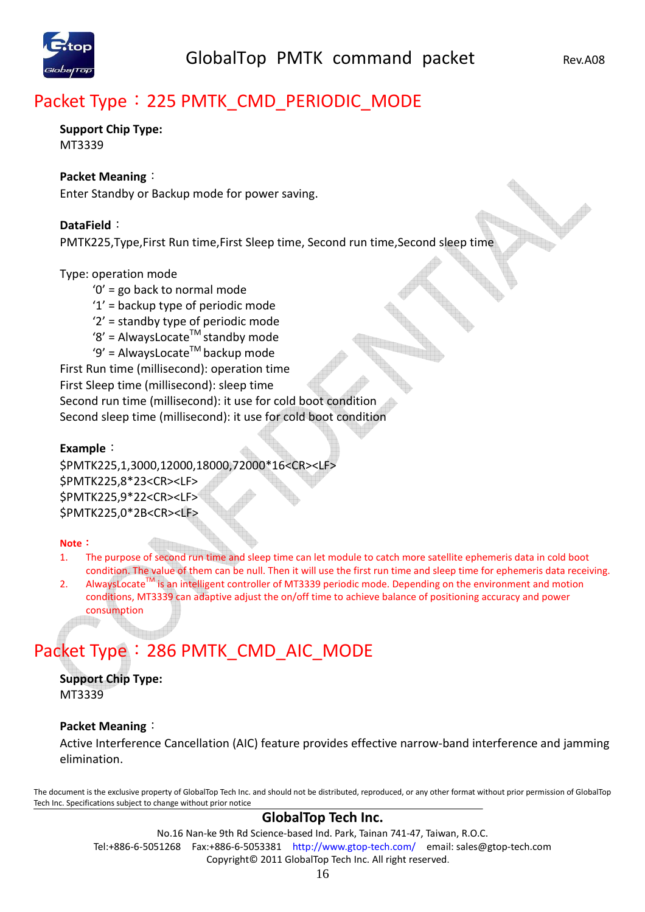# Packet Type：225 PMTK_CMD_PERIODIC_MODE

**Support Chip Type:**
MT3339

**Packet Meaning**：
Enter Standby or Backup mode for power saving.

**DataField**：
PMTK225,Type,First Run time,First Sleep time, Second run time,Second sleep time

Type: operation mode
- '0' = go back to normal mode
- '1' = backup type of periodic mode
- '2' = standby type of periodic mode
- '8' = AlwaysLocate™ standby mode
- '9' = AlwaysLocate™ backup mode

First Run time (millisecond): operation time
First Sleep time (millisecond): sleep time
Second run time (millisecond): it use for cold boot condition
Second sleep time (millisecond): it use for cold boot condition

**Example**：
$PMTK225,1,3000,12000,18000,72000*16<CR><LF>
$PMTK225,8*23<CR><LF>
$PMTK225,9*22<CR><LF>
$PMTK225,0*2B<CR><LF>

**Note**：
1. The purpose of second run time and sleep time can let module to catch more satellite ephemeris data in cold boot condition. The value of them can be null. Then it will use the first run time and sleep time for ephemeris data receiving.
2. AlwaysLocate™ is an intelligent controller of MT3339 periodic mode. Depending on the environment and motion conditions, MT3339 can adaptive adjust the on/off time to achieve balance of positioning accuracy and power consumption

# Packet Type：286 PMTK_CMD_AIC_MODE

**Support Chip Type:**
MT3339

**Packet Meaning**：
Active Interference Cancellation (AIC) feature provides effective narrow-band interference and jamming elimination.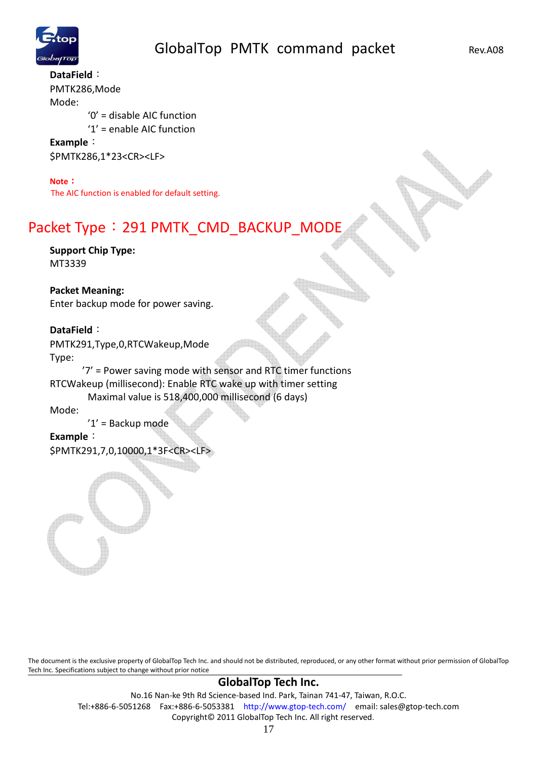**DataField：**
PMTK286,Mode
Mode:

‘0’ = disable AIC function
‘1’ = enable AIC function

**Example：**
$PMTK286,1*23<CR><LF>

**Note：**
The AIC function is enabled for default setting.

## Packet Type：291 PMTK_CMD_BACKUP_MODE

**Support Chip Type:**
MT3339

**Packet Meaning:**
Enter backup mode for power saving.

**DataField：**
PMTK291,Type,0,RTCWakeup,Mode
Type:

’7’ = Power saving mode with sensor and RTC timer functions

RTCWakeup (millisecond): Enable RTC wake up with timer setting

Maximal value is 518,400,000 millisecond (6 days)

Mode:

’1’ = Backup mode

**Example：**
$PMTK291,7,0,10000,1*3F<CR><LF>

The document is the exclusive property of GlobalTop Tech Inc. and should not be distributed, reproduced, or any other format without prior permission of GlobalTop Tech Inc. Specifications subject to change without prior notice

**GlobalTop Tech Inc.**
No.16 Nan-ke 9th Rd Science-based Ind. Park, Tainan 741-47, Taiwan, R.O.C.
Tel:+886-6-5051268 Fax:+886-6-5053381 http://www.gtop-tech.com/ email: sales@gtop-tech.com
Copyright© 2011 GlobalTop Tech Inc. All right reserved.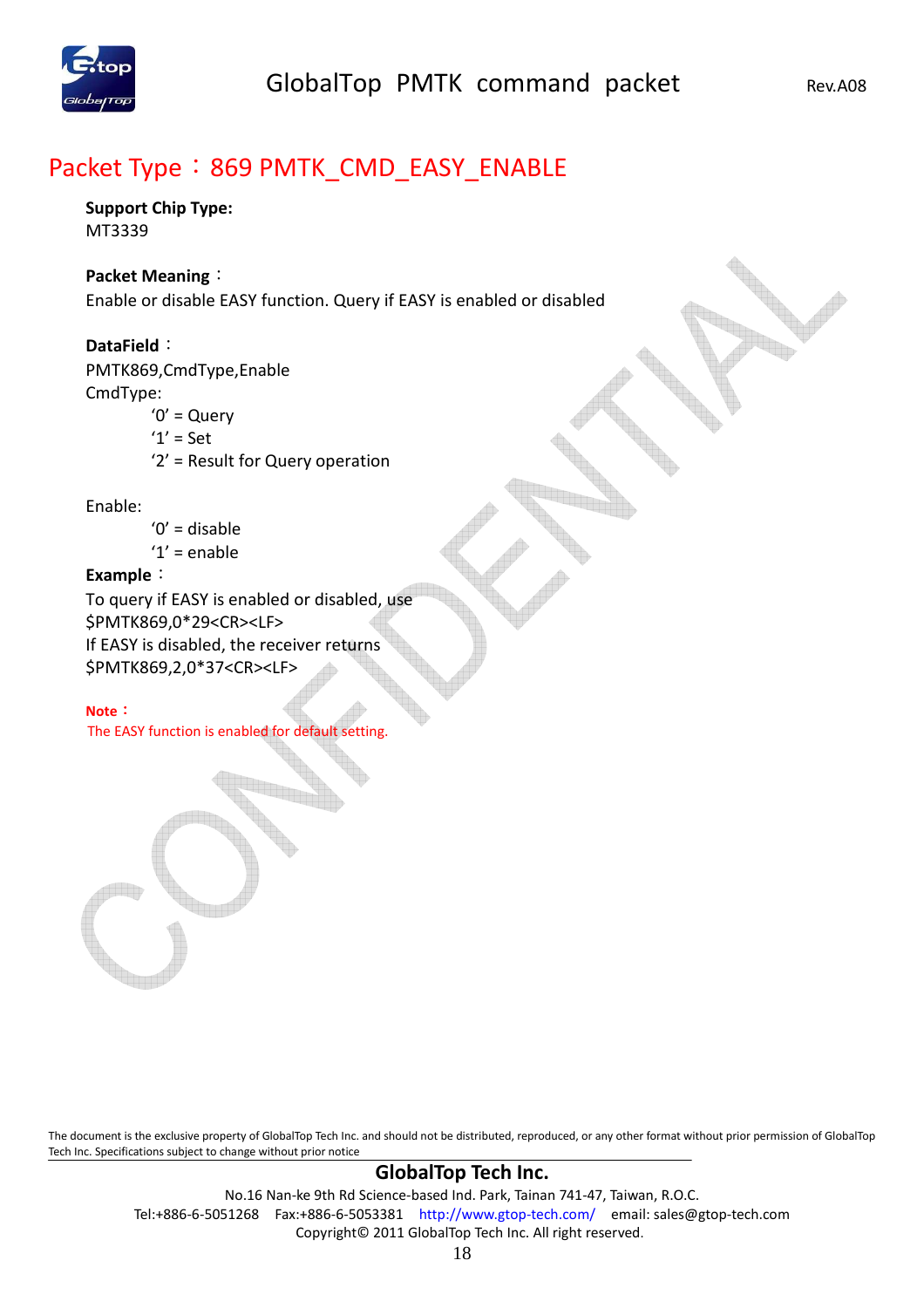## Packet Type：869 PMTK_CMD_EASY_ENABLE

**Support Chip Type:**
MT3339

**Packet Meaning**：
Enable or disable EASY function. Query if EASY is enabled or disabled

**DataField**：
PMTK869,CmdType,Enable
CmdType:
  '0' = Query
  '1' = Set
  '2' = Result for Query operation

Enable:
  '0' = disable
  '1' = enable

**Example**：
To query if EASY is enabled or disabled, use
$PMTK869,0*29<CR><LF>
If EASY is disabled, the receiver returns
$PMTK869,2,0*37<CR><LF>

**Note**：
The EASY function is enabled for default setting.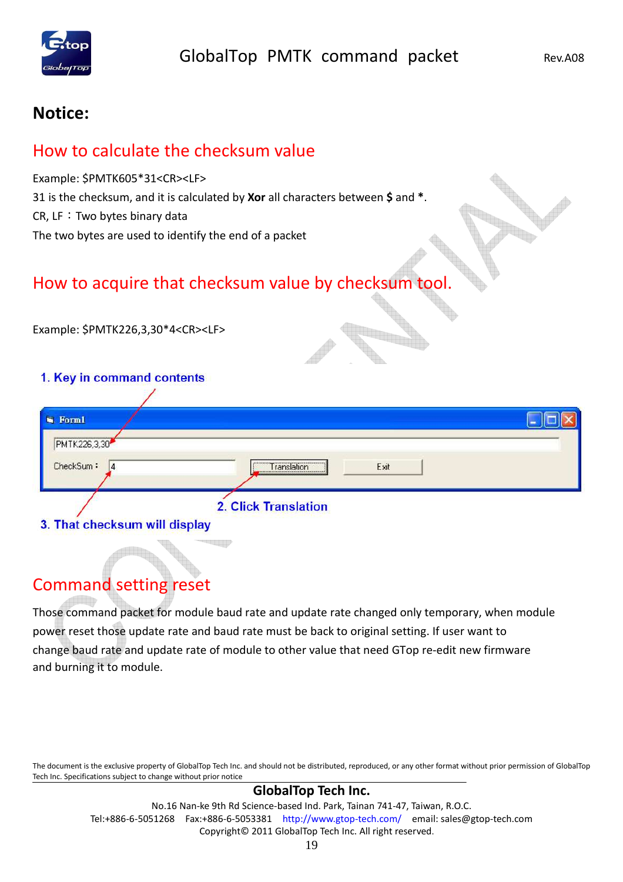## Notice:

### How to calculate the checksum value

Example: $PMTK605*31<CR><LF>
31 is the checksum, and it is calculated by **Xor** all characters between **$** and **\***.
CR, LF ：Two bytes binary data
The two bytes are used to identify the end of a packet

### How to acquire that checksum value by checksum tool.

Example: $PMTK226,3,30*4<CR><LF>

1. Key in command contents

Form1

PMTK226,3,30

CheckSum : 4 Translation Exit

2. Click Translation

3. That checksum will display

### Command setting reset

Those command packet for module baud rate and update rate changed only temporary, when module power reset those update rate and baud rate must be back to original setting. If user want to change baud rate and update rate of module to other value that need GTop re-edit new firmware and burning it to module.

The document is the exclusive property of GlobalTop Tech Inc. and should not be distributed, reproduced, or any other format without prior permission of GlobalTop Tech Inc. Specifications subject to change without prior notice

**GlobalTop Tech Inc.**
No.16 Nan-ke 9th Rd Science-based Ind. Park, Tainan 741-47, Taiwan, R.O.C.
Tel:+886-6-5051268 Fax:+886-6-5053381 http://www.gtop-tech.com/ email: sales@gtop-tech.com
Copyright© 2011 GlobalTop Tech Inc. All right reserved.